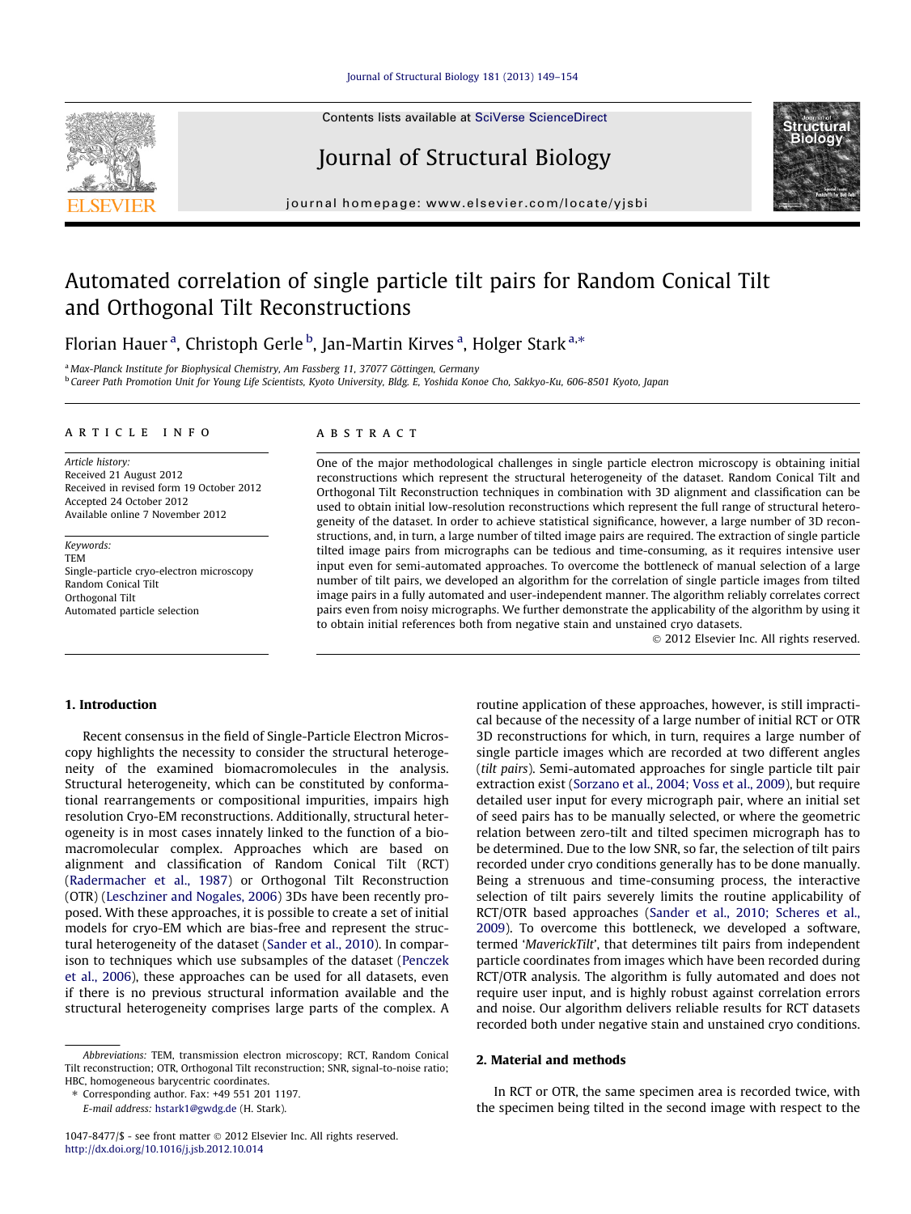# Automated correlation of single particle tilt pairs for Random Conical Tilt and Orthogonal Tilt Reconstructions

Florian Hauer [a], Christoph Gerle [b], Jan-Martin Kirves [a], Holger Stark [a,*]

[a] Max-Planck Institute for Biophysical Chemistry, Am Fassberg 11, 37077 Göttingen, Germany
[b] Career Path Promotion Unit for Young Life Scientists, Kyoto University, Bldg. E, Yoshida Konoe Cho, Sakkyo-Ku, 606-8501 Kyoto, Japan

## ARTICLE INFO

*Article history:*
Received 21 August 2012
Received in revised form 19 October 2012
Accepted 24 October 2012
Available online 7 November 2012

*Keywords:*
TEM
Single-particle cryo-electron microscopy
Random Conical Tilt
Orthogonal Tilt
Automated particle selection

## ABSTRACT

One of the major methodological challenges in single particle electron microscopy is obtaining initial reconstructions which represent the structural heterogeneity of the dataset. Random Conical Tilt and Orthogonal Tilt Reconstruction techniques in combination with 3D alignment and classification can be used to obtain initial low-resolution reconstructions which represent the full range of structural heterogeneity of the dataset. In order to achieve statistical significance, however, a large number of 3D reconstructions, and, in turn, a large number of tilted image pairs are required. The extraction of single particle tilted image pairs from micrographs can be tedious and time-consuming, as it requires intensive user input even for semi-automated approaches. To overcome the bottleneck of manual selection of a large number of tilt pairs, we developed an algorithm for the correlation of single particle images from tilted image pairs in a fully automated and user-independent manner. The algorithm reliably correlates correct pairs even from noisy micrographs. We further demonstrate the applicability of the algorithm by using it to obtain initial references both from negative stain and unstained cryo datasets.

© 2012 Elsevier Inc. All rights reserved.

## 1. Introduction

Recent consensus in the field of Single-Particle Electron Microscopy highlights the necessity to consider the structural heterogeneity of the examined biomacromolecules in the analysis. Structural heterogeneity, which can be constituted by conformational rearrangements or compositional impurities, impairs high resolution Cryo-EM reconstructions. Additionally, structural heterogeneity is in most cases innately linked to the function of a biomacromolecular complex. Approaches which are based on alignment and classification of Random Conical Tilt (RCT) (Radermacher et al., 1987) or Orthogonal Tilt Reconstruction (OTR) (Leschziner and Nogales, 2006) 3Ds have been recently proposed. With these approaches, it is possible to create a set of initial models for cryo-EM which are bias-free and represent the structural heterogeneity of the dataset (Sander et al., 2010). In comparison to techniques which use subsamples of the dataset (Penczek et al., 2006), these approaches can be used for all datasets, even if there is no previous structural information available and the structural heterogeneity comprises large parts of the complex. A routine application of these approaches, however, is still impractical because of the necessity of a large number of initial RCT or OTR 3D reconstructions for which, in turn, requires a large number of single particle images which are recorded at two different angles (*tilt pairs*). Semi-automated approaches for single particle tilt pair extraction exist (Sorzano et al., 2004; Voss et al., 2009), but require detailed user input for every micrograph pair, where an initial set of seed pairs has to be manually selected, or where the geometric relation between zero-tilt and tilted specimen micrograph has to be determined. Due to the low SNR, so far, the selection of tilt pairs recorded under cryo conditions generally has to be done manually. Being a strenuous and time-consuming process, the interactive selection of tilt pairs severely limits the routine applicability of RCT/OTR based approaches (Sander et al., 2010; Scheres et al., 2009). To overcome this bottleneck, we developed a software, termed '*MaverickTilt*', that determines tilt pairs from independent particle coordinates from images which have been recorded during RCT/OTR analysis. The algorithm is fully automated and does not require user input, and is highly robust against correlation errors and noise. Our algorithm delivers reliable results for RCT datasets recorded both under negative stain and unstained cryo conditions.

## 2. Material and methods

In RCT or OTR, the same specimen area is recorded twice, with the specimen being tilted in the second image with respect to the

---

*Abbreviations:* TEM, transmission electron microscopy; RCT, Random Conical Tilt reconstruction; OTR, Orthogonal Tilt reconstruction; SNR, signal-to-noise ratio; HBC, homogeneous barycentric coordinates.

\* Corresponding author. Fax: +49 551 201 1197.
*E-mail address:* hstark1@gwdg.de (H. Stark).

1047-8477/$ - see front matter © 2012 Elsevier Inc. All rights reserved.
http://dx.doi.org/10.1016/j.jsb.2012.10.014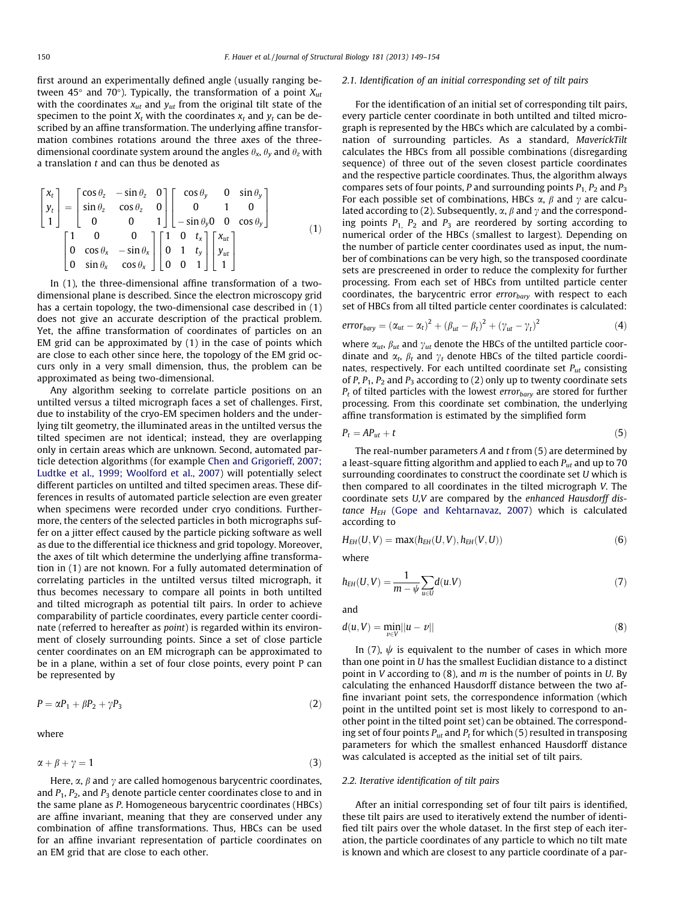first around an experimentally defined angle (usually ranging between 45° and 70°). Typically, the transformation of a point $X_{ut}$ with the coordinates $x_{ut}$ and $y_{ut}$ from the original tilt state of the specimen to the point $X_t$ with the coordinates $x_t$ and $y_t$ can be described by an affine transformation. The underlying affine transformation combines rotations around the three axes of the three-dimensional coordinate system around the angles $\theta_x$, $\theta_y$ and $\theta_z$ with a translation $t$ and can thus be denoted as

$$\begin{bmatrix} x_t \\ y_t \\ 1 \end{bmatrix} = \begin{bmatrix} \cos\theta_z & -\sin\theta_z & 0 \\ \sin\theta_z & \cos\theta_z & 0 \\ 0 & 0 & 1 \end{bmatrix} \begin{bmatrix} \cos\theta_y & 0 & \sin\theta_y \\ 0 & 1 & 0 \\ -\sin\theta_y 0 & 0 & \cos\theta_y \end{bmatrix} \begin{bmatrix} 1 & 0 & 0 \\ 0 & \cos\theta_x & -\sin\theta_x \\ 0 & \sin\theta_x & \cos\theta_x \end{bmatrix} \begin{bmatrix} 1 & 0 & t_x \\ 0 & 1 & t_y \\ 0 & 0 & 1 \end{bmatrix} \begin{bmatrix} x_{ut} \\ y_{ut} \\ 1 \end{bmatrix} \tag{1}$$

In (1), the three-dimensional affine transformation of a two-dimensional plane is described. Since the electron microscopy grid has a certain topology, the two-dimensional case described in (1) does not give an accurate description of the practical problem. Yet, the affine transformation of coordinates of particles on an EM grid can be approximated by (1) in the case of points which are close to each other since here, the topology of the EM grid occurs only in a very small dimension, thus, the problem can be approximated as being two-dimensional.

Any algorithm seeking to correlate particle positions on an untilted versus a tilted micrograph faces a set of challenges. First, due to instability of the cryo-EM specimen holders and the underlying tilt geometry, the illuminated areas in the untilted versus the tilted specimen are not identical; instead, they are overlapping only in certain areas which are unknown. Second, automated particle detection algorithms (for example Chen and Grigorieff, 2007; Ludtke et al., 1999; Woolford et al., 2007) will potentially select different particles on untilted and tilted specimen areas. These differences in results of automated particle selection are even greater when specimens were recorded under cryo conditions. Furthermore, the centers of the selected particles in both micrographs suffer on a jitter effect caused by the particle picking software as well as due to the differential ice thickness and grid topology. Moreover, the axes of tilt which determine the underlying affine transformation in (1) are not known. For a fully automated determination of correlating particles in the untilted versus tilted micrograph, it thus becomes necessary to compare all points in both untilted and tilted micrograph as potential tilt pairs. In order to achieve comparability of particle coordinates, every particle center coordinate (referred to hereafter as *point*) is regarded within its environment of closely surrounding points. Since a set of close particle center coordinates on an EM micrograph can be approximated to be in a plane, within a set of four close points, every point P can be represented by

$$P = \alpha P_1 + \beta P_2 + \gamma P_3 \tag{2}$$

where

$$\alpha + \beta + \gamma = 1 \tag{3}$$

Here, $\alpha$, $\beta$ and $\gamma$ are called homogenous barycentric coordinates, and $P_1$, $P_2$, and $P_3$ denote particle center coordinates close to and in the same plane as $P$. Homogeneous barycentric coordinates (HBCs) are affine invariant, meaning that they are conserved under any combination of affine transformations. Thus, HBCs can be used for an affine invariant representation of particle coordinates on an EM grid that are close to each other.

### 2.1. Identification of an initial corresponding set of tilt pairs

For the identification of an initial set of corresponding tilt pairs, every particle center coordinate in both untilted and tilted micrograph is represented by the HBCs which are calculated by a combination of surrounding particles. As a standard, *MaverickTilt* calculates the HBCs from all possible combinations (disregarding sequence) of three out of the seven closest particle coordinates and the respective particle coordinates. Thus, the algorithm always compares sets of four points, $P$ and surrounding points $P_1$, $P_2$ and $P_3$. For each possible set of combinations, HBCs $\alpha$, $\beta$ and $\gamma$ are calculated according to (2). Subsequently, $\alpha$, $\beta$ and $\gamma$ and the corresponding points $P_1$, $P_2$ and $P_3$ are reordered by sorting according to numerical order of the HBCs (smallest to largest). Depending on the number of particle center coordinates used as input, the number of combinations can be very high, so the transposed coordinate sets are prescreened in order to reduce the complexity for further processing. From each set of HBCs from untilted particle center coordinates, the barycentric error $error_{bary}$ with respect to each set of HBCs from all tilted particle center coordinates is calculated:

$$error_{bary} = (\alpha_{ut} - \alpha_t)^2 + (\beta_{ut} - \beta_t)^2 + (\gamma_{ut} - \gamma_t)^2 \tag{4}$$

where $\alpha_{ut}$, $\beta_{ut}$ and $\gamma_{ut}$ denote the HBCs of the untilted particle coordinate and $\alpha_t$, $\beta_t$ and $\gamma_t$ denote HBCs of the tilted particle coordinates, respectively. For each untilted coordinate set $P_{ut}$ consisting of $P$, $P_1$, $P_2$ and $P_3$ according to (2) only up to twenty coordinate sets $P_t$ of tilted particles with the lowest $error_{bary}$ are stored for further processing. From this coordinate set combination, the underlying affine transformation is estimated by the simplified form

$$P_t = AP_{ut} + t \tag{5}$$

The real-number parameters $A$ and $t$ from (5) are determined by a least-square fitting algorithm and applied to each $P_{ut}$ and up to 70 surrounding coordinates to construct the coordinate set $U$ which is then compared to all coordinates in the tilted micrograph $V$. The coordinate sets $U,V$ are compared by the *enhanced Hausdorff distance* $H_{EH}$ (Gope and Kehtarnavaz, 2007) which is calculated according to

$$H_{EH}(U, V) = \max(h_{EH}(U, V), h_{EH}(V, U)) \tag{6}$$

where

$$h_{EH}(U, V) = \frac{1}{m - \psi} \sum_{u \in U} d(u.V) \tag{7}$$

and

$$d(u, V) = \min_{v \in V} ||u - v|| \tag{8}$$

In (7), $\psi$ is equivalent to the number of cases in which more than one point in $U$ has the smallest Euclidian distance to a distinct point in $V$ according to (8), and $m$ is the number of points in $U$. By calculating the enhanced Hausdorff distance between the two affine invariant point sets, the correspondence information (which point in the untilted point set is most likely to correspond to another point in the tilted point set) can be obtained. The corresponding set of four points $P_{ut}$ and $P_t$ for which (5) resulted in transposing parameters for which the smallest enhanced Hausdorff distance was calculated is accepted as the initial set of tilt pairs.

### 2.2. Iterative identification of tilt pairs

After an initial corresponding set of four tilt pairs is identified, these tilt pairs are used to iteratively extend the number of identified tilt pairs over the whole dataset. In the first step of each iteration, the particle coordinates of any particle to which no tilt mate is known and which are closest to any particle coordinate of a par-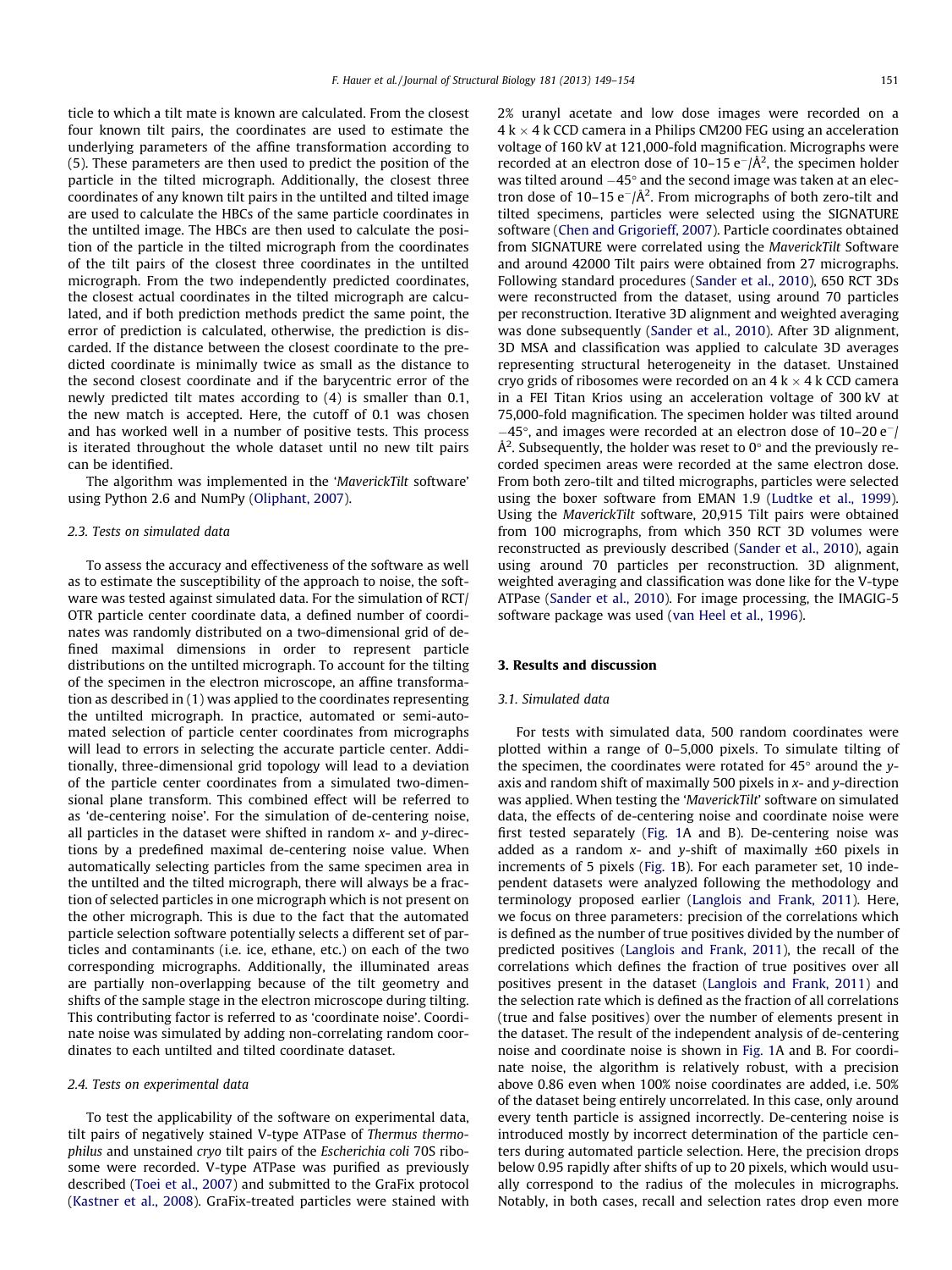ticle to which a tilt mate is known are calculated. From the closest four known tilt pairs, the coordinates are used to estimate the underlying parameters of the affine transformation according to (5). These parameters are then used to predict the position of the particle in the tilted micrograph. Additionally, the closest three coordinates of any known tilt pairs in the untilted and tilted image are used to calculate the HBCs of the same particle coordinates in the untilted image. The HBCs are then used to calculate the position of the particle in the tilted micrograph from the coordinates of the tilt pairs of the closest three coordinates in the untilted micrograph. From the two independently predicted coordinates, the closest actual coordinates in the tilted micrograph are calculated, and if both prediction methods predict the same point, the error of prediction is calculated, otherwise, the prediction is discarded. If the distance between the closest coordinate to the predicted coordinate is minimally twice as small as the distance to the second closest coordinate and if the barycentric error of the newly predicted tilt mates according to (4) is smaller than 0.1, the new match is accepted. Here, the cutoff of 0.1 was chosen and has worked well in a number of positive tests. This process is iterated throughout the whole dataset until no new tilt pairs can be identified.

The algorithm was implemented in the '*MaverickTilt* software' using Python 2.6 and NumPy (Oliphant, 2007).

### 2.3. Tests on simulated data

To assess the accuracy and effectiveness of the software as well as to estimate the susceptibility of the approach to noise, the software was tested against simulated data. For the simulation of RCT/OTR particle center coordinate data, a defined number of coordinates was randomly distributed on a two-dimensional grid of defined maximal dimensions in order to represent particle distributions on the untilted micrograph. To account for the tilting of the specimen in the electron microscope, an affine transformation as described in (1) was applied to the coordinates representing the untilted micrograph. In practice, automated or semi-automated selection of particle center coordinates from micrographs will lead to errors in selecting the accurate particle center. Additionally, three-dimensional grid topology will lead to a deviation of the particle center coordinates from a simulated two-dimensional plane transform. This combined effect will be referred to as 'de-centering noise'. For the simulation of de-centering noise, all particles in the dataset were shifted in random $x$- and $y$-directions by a predefined maximal de-centering noise value. When automatically selecting particles from the same specimen area in the untilted and the tilted micrograph, there will always be a fraction of selected particles in one micrograph which is not present on the other micrograph. This is due to the fact that the automated particle selection software potentially selects a different set of particles and contaminants (i.e. ice, ethane, etc.) on each of the two corresponding micrographs. Additionally, the illuminated areas are partially non-overlapping because of the tilt geometry and shifts of the sample stage in the electron microscope during tilting. This contributing factor is referred to as 'coordinate noise'. Coordinate noise was simulated by adding non-correlating random coordinates to each untilted and tilted coordinate dataset.

### 2.4. Tests on experimental data

To test the applicability of the software on experimental data, tilt pairs of negatively stained V-type ATPase of *Thermus thermophilus* and unstained *cryo* tilt pairs of the *Escherichia coli* 70S ribosome were recorded. V-type ATPase was purified as previously described (Toei et al., 2007) and submitted to the GraFix protocol (Kastner et al., 2008). GraFix-treated particles were stained with 2% uranyl acetate and low dose images were recorded on a 4 k × 4 k CCD camera in a Philips CM200 FEG using an acceleration voltage of 160 kV at 121,000-fold magnification. Micrographs were recorded at an electron dose of 10–15 $e^-/Å^2$, the specimen holder was tilted around −45° and the second image was taken at an electron dose of 10–15 $e^-/Å^2$. From micrographs of both zero-tilt and tilted specimens, particles were selected using the SIGNATURE software (Chen and Grigorieff, 2007). Particle coordinates obtained from SIGNATURE were correlated using the *MaverickTilt* Software and around 42000 Tilt pairs were obtained from 27 micrographs. Following standard procedures (Sander et al., 2010), 650 RCT 3Ds were reconstructed from the dataset, using around 70 particles per reconstruction. Iterative 3D alignment and weighted averaging was done subsequently (Sander et al., 2010). After 3D alignment, 3D MSA and classification was applied to calculate 3D averages representing structural heterogeneity in the dataset. Unstained cryo grids of ribosomes were recorded on an 4 k × 4 k CCD camera in a FEI Titan Krios using an acceleration voltage of 300 kV at 75,000-fold magnification. The specimen holder was tilted around −45°, and images were recorded at an electron dose of 10–20 $e^-/Å^2$. Subsequently, the holder was reset to 0° and the previously recorded specimen areas were recorded at the same electron dose. From both zero-tilt and tilted micrographs, particles were selected using the boxer software from EMAN 1.9 (Ludtke et al., 1999). Using the *MaverickTilt* software, 20,915 Tilt pairs were obtained from 100 micrographs, from which 350 RCT 3D volumes were reconstructed as previously described (Sander et al., 2010), again using around 70 particles per reconstruction. 3D alignment, weighted averaging and classification was done like for the V-type ATPase (Sander et al., 2010). For image processing, the IMAGIG-5 software package was used (van Heel et al., 1996).

## 3. Results and discussion

### 3.1. Simulated data

For tests with simulated data, 500 random coordinates were plotted within a range of 0–5,000 pixels. To simulate tilting of the specimen, the coordinates were rotated for 45° around the $y$-axis and random shift of maximally 500 pixels in $x$- and $y$-direction was applied. When testing the '*MaverickTilt*' software on simulated data, the effects of de-centering noise and coordinate noise were first tested separately (Fig. 1A and B). De-centering noise was added as a random $x$- and $y$-shift of maximally ±60 pixels in increments of 5 pixels (Fig. 1B). For each parameter set, 10 independent datasets were analyzed following the methodology and terminology proposed earlier (Langlois and Frank, 2011). Here, we focus on three parameters: precision of the correlations which is defined as the number of true positives divided by the number of predicted positives (Langlois and Frank, 2011), the recall of the correlations which defines the fraction of true positives over all positives present in the dataset (Langlois and Frank, 2011) and the selection rate which is defined as the fraction of all correlations (true and false positives) over the number of elements present in the dataset. The result of the independent analysis of de-centering noise and coordinate noise is shown in Fig. 1A and B. For coordinate noise, the algorithm is relatively robust, with a precision above 0.86 even when 100% noise coordinates are added, i.e. 50% of the dataset being entirely uncorrelated. In this case, only around every tenth particle is assigned incorrectly. De-centering noise is introduced mostly by incorrect determination of the particle centers during automated particle selection. Here, the precision drops below 0.95 rapidly after shifts of up to 20 pixels, which would usually correspond to the radius of the molecules in micrographs. Notably, in both cases, recall and selection rates drop even more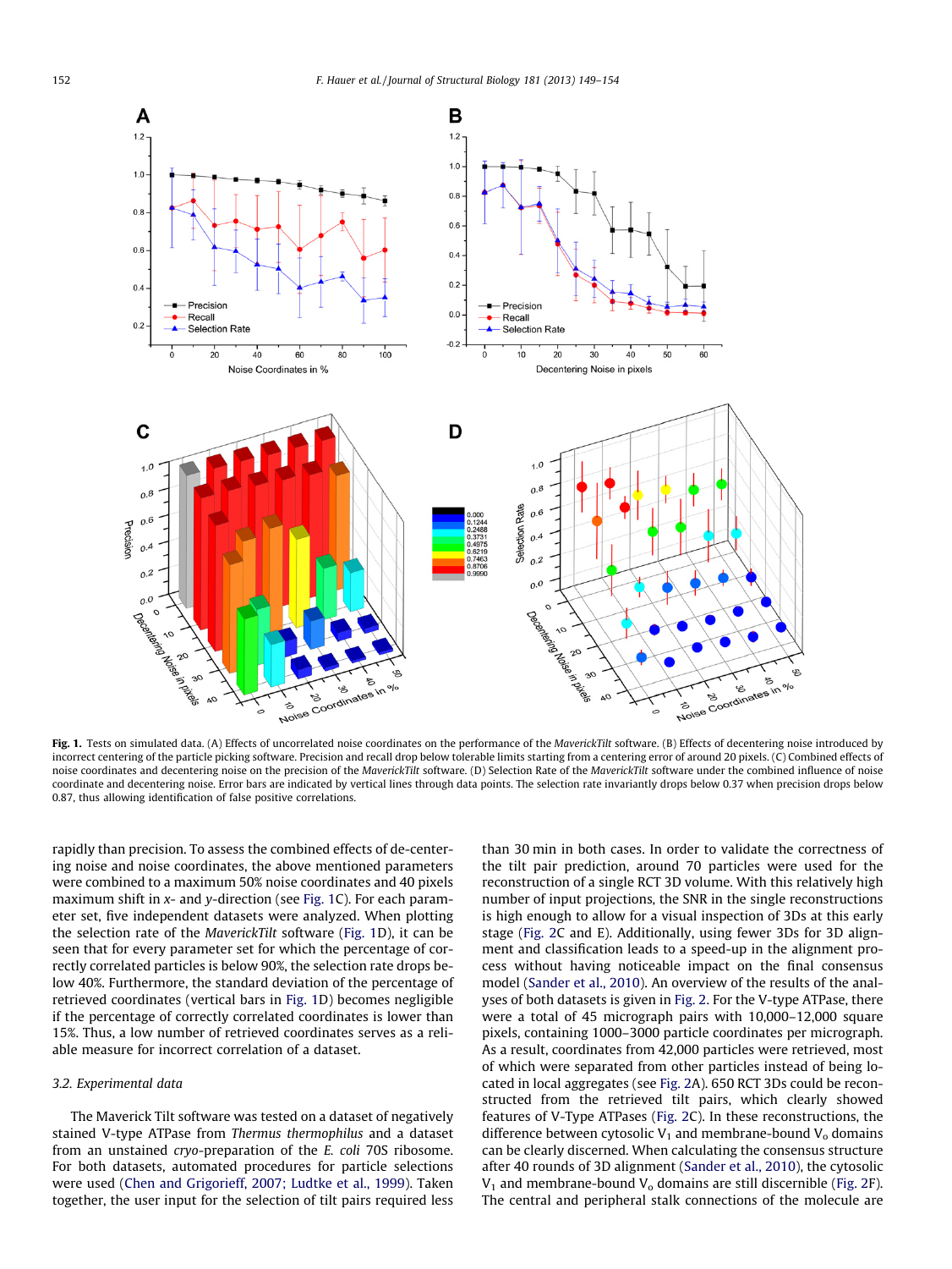**Fig. 1.** Tests on simulated data. (A) Effects of uncorrelated noise coordinates on the performance of the *MaverickTilt* software. (B) Effects of decentering noise introduced by incorrect centering of the particle picking software. Precision and recall drop below tolerable limits starting from a centering error of around 20 pixels. (C) Combined effects of noise coordinates and decentering noise on the precision of the *MaverickTilt* software. (D) Selection Rate of the *MaverickTilt* software under the combined influence of noise coordinate and decentering noise. Error bars are indicated by vertical lines through data points. The selection rate invariantly drops below 0.37 when precision drops below 0.87, thus allowing identification of false positive correlations.

rapidly than precision. To assess the combined effects of de-centering noise and noise coordinates, the above mentioned parameters were combined to a maximum 50% noise coordinates and 40 pixels maximum shift in *x*- and *y*-direction (see Fig. 1C). For each parameter set, five independent datasets were analyzed. When plotting the selection rate of the *MaverickTilt* software (Fig. 1D), it can be seen that for every parameter set for which the percentage of correctly correlated particles is below 90%, the selection rate drops below 40%. Furthermore, the standard deviation of the percentage of retrieved coordinates (vertical bars in Fig. 1D) becomes negligible if the percentage of correctly correlated coordinates is lower than 15%. Thus, a low number of retrieved coordinates serves as a reliable measure for incorrect correlation of a dataset.

### 3.2. Experimental data

The Maverick Tilt software was tested on a dataset of negatively stained V-type ATPase from *Thermus thermophilus* and a dataset from an unstained *cryo*-preparation of the *E. coli* 70S ribosome. For both datasets, automated procedures for particle selections were used (Chen and Grigorieff, 2007; Ludtke et al., 1999). Taken together, the user input for the selection of tilt pairs required less than 30 min in both cases. In order to validate the correctness of the tilt pair prediction, around 70 particles were used for the reconstruction of a single RCT 3D volume. With this relatively high number of input projections, the SNR in the single reconstructions is high enough to allow for a visual inspection of 3Ds at this early stage (Fig. 2C and E). Additionally, using fewer 3Ds for 3D alignment and classification leads to a speed-up in the alignment process without having noticeable impact on the final consensus model (Sander et al., 2010). An overview of the results of the analyses of both datasets is given in Fig. 2. For the V-type ATPase, there were a total of 45 micrograph pairs with 10,000–12,000 square pixels, containing 1000–3000 particle coordinates per micrograph. As a result, coordinates from 42,000 particles were retrieved, most of which were separated from other particles instead of being located in local aggregates (see Fig. 2A). 650 RCT 3Ds could be reconstructed from the retrieved tilt pairs, which clearly showed features of V-Type ATPases (Fig. 2C). In these reconstructions, the difference between cytosolic $V_1$ and membrane-bound $V_o$ domains can be clearly discerned. When calculating the consensus structure after 40 rounds of 3D alignment (Sander et al., 2010), the cytosolic $V_1$ and membrane-bound $V_o$ domains are still discernible (Fig. 2F). The central and peripheral stalk connections of the molecule are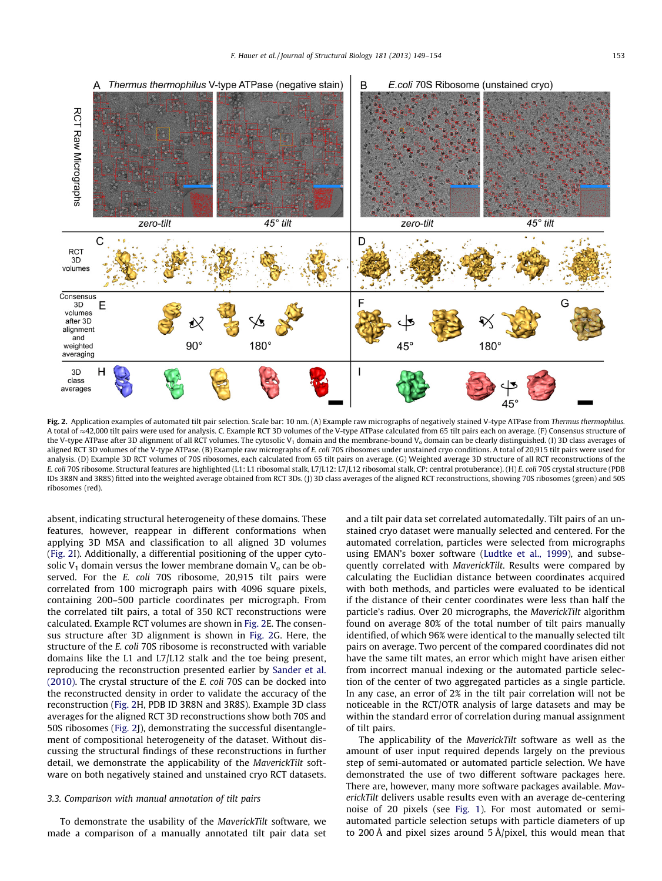Fig. 2. Application examples of automated tilt pair selection. Scale bar: 10 nm. (A) Example raw micrographs of negatively stained V-type ATPase from *Thermus thermophilus*. A total of ≈42,000 tilt pairs were used for analysis. C. Example RCT 3D volumes of the V-type ATPase calculated from 65 tilt pairs each on average. (F) Consensus structure of the V-type ATPase after 3D alignment of all RCT volumes. The cytosolic $V_1$ domain and the membrane-bound $V_o$ domain can be clearly distinguished. (I) 3D class averages of aligned RCT 3D volumes of the V-type ATPase. (B) Example raw micrographs of *E. coli* 70S ribosomes under unstained cryo conditions. A total of 20,915 tilt pairs were used for analysis. (D) Example 3D RCT volumes of 70S ribosomes, each calculated from 65 tilt pairs on average. (G) Weighted average 3D structure of all RCT reconstructions of the *E. coli* 70S ribosome. Structural features are highlighted (L1: L1 ribosomal stalk, L7/L12: L7/L12 ribosomal stalk, CP: central protuberance). (H) *E. coli* 70S crystal structure (PDB IDs 3R8N and 3R8S) fitted into the weighted average obtained from RCT 3Ds. (J) 3D class averages of the aligned RCT reconstructions, showing 70S ribosomes (green) and 50S ribosomes (red).

absent, indicating structural heterogeneity of these domains. These features, however, reappear in different conformations when applying 3D MSA and classification to all aligned 3D volumes (Fig. 2I). Additionally, a differential positioning of the upper cytosolic $V_1$ domain versus the lower membrane domain $V_o$ can be observed. For the *E. coli* 70S ribosome, 20,915 tilt pairs were correlated from 100 micrograph pairs with 4096 square pixels, containing 200–500 particle coordinates per micrograph. From the correlated tilt pairs, a total of 350 RCT reconstructions were calculated. Example RCT volumes are shown in Fig. 2E. The consensus structure after 3D alignment is shown in Fig. 2G. Here, the structure of the *E. coli* 70S ribosome is reconstructed with variable domains like the L1 and L7/L12 stalk and the toe being present, reproducing the reconstruction presented earlier by Sander et al. (2010). The crystal structure of the *E. coli* 70S can be docked into the reconstructed density in order to validate the accuracy of the reconstruction (Fig. 2H, PDB ID 3R8N and 3R8S). Example 3D class averages for the aligned RCT 3D reconstructions show both 70S and 50S ribosomes (Fig. 2J), demonstrating the successful disentanglement of compositional heterogeneity of the dataset. Without discussing the structural findings of these reconstructions in further detail, we demonstrate the applicability of the *MaverickTilt* software on both negatively stained and unstained cryo RCT datasets.

### 3.3. Comparison with manual annotation of tilt pairs

To demonstrate the usability of the *MaverickTilt* software, we made a comparison of a manually annotated tilt pair data set and a tilt pair data set correlated automatically. Tilt pairs of an unstained cryo dataset were manually selected and centered. For the automated correlation, particles were selected from micrographs using EMAN's boxer software (Ludtke et al., 1999), and subsequently correlated with *MaverickTilt*. Results were compared by calculating the Euclidian distance between coordinates acquired with both methods, and particles were evaluated to be identical if the distance of their center coordinates were less than half the particle's radius. Over 20 micrographs, the *MaverickTilt* algorithm found on average 80% of the total number of tilt pairs manually identified, of which 96% were identical to the manually selected tilt pairs on average. Two percent of the compared coordinates did not have the same tilt mates, an error which might have arisen either from incorrect manual indexing or the automated particle selection of the center of two aggregated particles as a single particle. In any case, an error of 2% in the tilt pair correlation will not be noticeable in the RCT/OTR analysis of large datasets and may be within the standard error of correlation during manual assignment of tilt pairs.

The applicability of the *MaverickTilt* software as well as the amount of user input required depends largely on the previous step of semi-automated or automated particle selection. We have demonstrated the use of two different software packages here. There are, however, many more software packages available. *MaverickTilt* delivers usable results even with an average de-centering noise of 20 pixels (see Fig. 1). For most automated or semi-automated particle selection setups with particle diameters of up to 200 Å and pixel sizes around 5 Å/pixel, this would mean that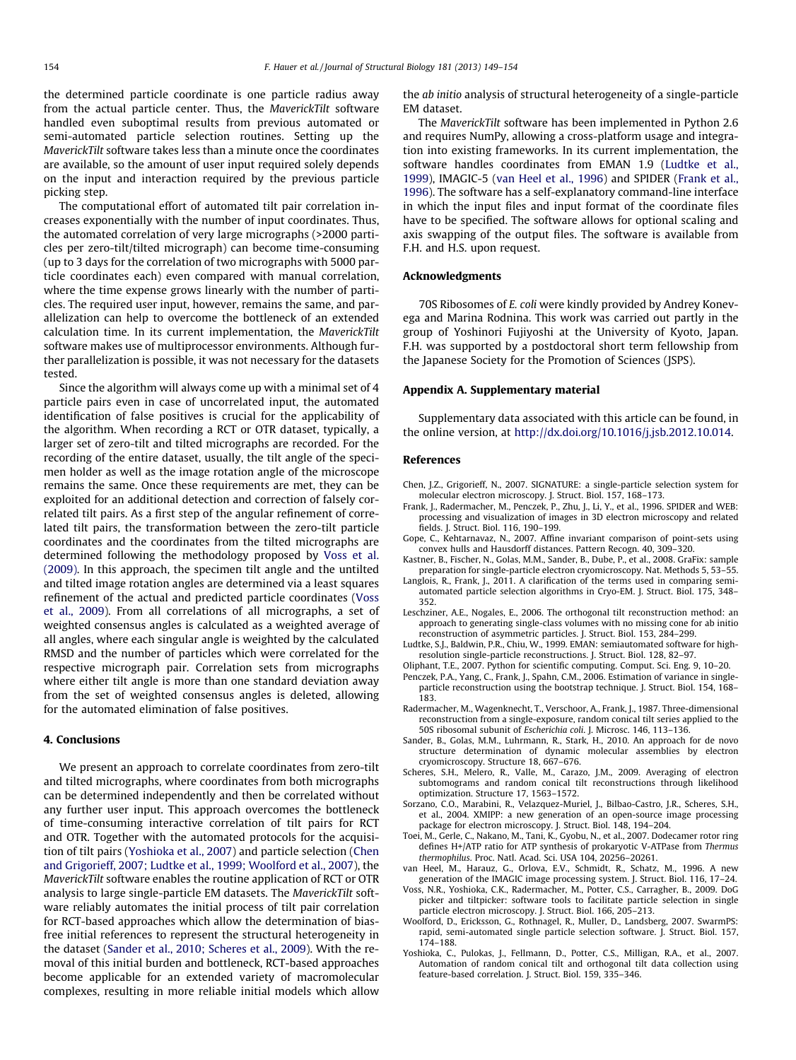the determined particle coordinate is one particle radius away from the actual particle center. Thus, the *MaverickTilt* software handled even suboptimal results from previous automated or semi-automated particle selection routines. Setting up the *MaverickTilt* software takes less than a minute once the coordinates are available, so the amount of user input required solely depends on the input and interaction required by the previous particle picking step.

The computational effort of automated tilt pair correlation increases exponentially with the number of input coordinates. Thus, the automated correlation of very large micrographs (>2000 particles per zero-tilt/tilted micrograph) can become time-consuming (up to 3 days for the correlation of two micrographs with 5000 particle coordinates each) even compared with manual correlation, where the time expense grows linearly with the number of particles. The required user input, however, remains the same, and parallelization can help to overcome the bottleneck of an extended calculation time. In its current implementation, the *MaverickTilt* software makes use of multiprocessor environments. Although further parallelization is possible, it was not necessary for the datasets tested.

Since the algorithm will always come up with a minimal set of 4 particle pairs even in case of uncorrelated input, the automated identification of false positives is crucial for the applicability of the algorithm. When recording a RCT or OTR dataset, typically, a larger set of zero-tilt and tilted micrographs are recorded. For the recording of the entire dataset, usually, the tilt angle of the specimen holder as well as the image rotation angle of the microscope remains the same. Once these requirements are met, they can be exploited for an additional detection and correction of falsely correlated tilt pairs. As a first step of the angular refinement of correlated tilt pairs, the transformation between the zero-tilt particle coordinates and the coordinates from the tilted micrographs are determined following the methodology proposed by Voss et al. (2009). In this approach, the specimen tilt angle and the untilted and tilted image rotation angles are determined via a least squares refinement of the actual and predicted particle coordinates (Voss et al., 2009). From all correlations of all micrographs, a set of weighted consensus angles is calculated as a weighted average of all angles, where each singular angle is weighted by the calculated RMSD and the number of particles which were correlated for the respective micrograph pair. Correlation sets from micrographs where either tilt angle is more than one standard deviation away from the set of weighted consensus angles is deleted, allowing for the automated elimination of false positives.

## 4. Conclusions

We present an approach to correlate coordinates from zero-tilt and tilted micrographs, where coordinates from both micrographs can be determined independently and then be correlated without any further user input. This approach overcomes the bottleneck of time-consuming interactive correlation of tilt pairs for RCT and OTR. Together with the automated protocols for the acquisition of tilt pairs (Yoshioka et al., 2007) and particle selection (Chen and Grigorieff, 2007; Ludtke et al., 1999; Woolford et al., 2007), the *MaverickTilt* software enables the routine application of RCT or OTR analysis to large single-particle EM datasets. The *MaverickTilt* software reliably automates the initial process of tilt pair correlation for RCT-based approaches which allow the determination of bias-free initial references to represent the structural heterogeneity in the dataset (Sander et al., 2010; Scheres et al., 2009). With the removal of this initial burden and bottleneck, RCT-based approaches become applicable for an extended variety of macromolecular complexes, resulting in more reliable initial models which allow the *ab initio* analysis of structural heterogeneity of a single-particle EM dataset.

The *MaverickTilt* software has been implemented in Python 2.6 and requires NumPy, allowing a cross-platform usage and integration into existing frameworks. In its current implementation, the software handles coordinates from EMAN 1.9 (Ludtke et al., 1999), IMAGIC-5 (van Heel et al., 1996) and SPIDER (Frank et al., 1996). The software has a self-explanatory command-line interface in which the input files and input format of the coordinate files have to be specified. The software allows for optional scaling and axis swapping of the output files. The software is available from F.H. and H.S. upon request.

## Acknowledgments

70S Ribosomes of *E. coli* were kindly provided by Andrey Konevega and Marina Rodnina. This work was carried out partly in the group of Yoshinori Fujiyoshi at the University of Kyoto, Japan. F.H. was supported by a postdoctoral short term fellowship from the Japanese Society for the Promotion of Sciences (JSPS).

## Appendix A. Supplementary material

Supplementary data associated with this article can be found, in the online version, at http://dx.doi.org/10.1016/j.jsb.2012.10.014.

## References

Chen, J.Z., Grigorieff, N., 2007. SIGNATURE: a single-particle selection system for molecular electron microscopy. J. Struct. Biol. 157, 168–173.

Frank, J., Radermacher, M., Penczek, P., Zhu, J., Li, Y., et al., 1996. SPIDER and WEB: processing and visualization of images in 3D electron microscopy and related fields. J. Struct. Biol. 116, 190–199.

Gope, C., Kehtarnavaz, N., 2007. Affine invariant comparison of point-sets using convex hulls and Hausdorff distances. Pattern Recogn. 40, 309–320.

Kastner, B., Fischer, N., Golas, M.M., Sander, B., Dube, P., et al., 2008. GraFix: sample preparation for single-particle electron cryomicroscopy. Nat. Methods 5, 53–55.

Langlois, R., Frank, J., 2011. A clarification of the terms used in comparing semi-automated particle selection algorithms in Cryo-EM. J. Struct. Biol. 175, 348–352.

Leschziner, A.E., Nogales, E., 2006. The orthogonal tilt reconstruction method: an approach to generating single-class volumes with no missing cone for ab initio reconstruction of asymmetric particles. J. Struct. Biol. 153, 284–299.

Ludtke, S.J., Baldwin, P.R., Chiu, W., 1999. EMAN: semiautomated software for high-resolution single-particle reconstructions. J. Struct. Biol. 128, 82–97.

Oliphant, T.E., 2007. Python for scientific computing. Comput. Sci. Eng. 9, 10–20.

Penczek, P.A., Yang, C., Frank, J., Spahn, C.M., 2006. Estimation of variance in single-particle reconstruction using the bootstrap technique. J. Struct. Biol. 154, 168–183.

Radermacher, M., Wagenknecht, T., Verschoor, A., Frank, J., 1987. Three-dimensional reconstruction from a single-exposure, random conical tilt series applied to the 50S ribosomal subunit of *Escherichia coli*. J. Microsc. 146, 113–136.

Sander, B., Golas, M.M., Luhrmann, R., Stark, H., 2010. An approach for de novo structure determination of dynamic molecular assemblies by electron cryomicroscopy. Structure 18, 667–676.

Scheres, S.H., Melero, R., Valle, M., Carazo, J.M., 2009. Averaging of electron subtomograms and random conical tilt reconstructions through likelihood optimization. Structure 17, 1563–1572.

Sorzano, C.O., Marabini, R., Velazquez-Muriel, J., Bilbao-Castro, J.R., Scheres, S.H., et al., 2004. XMIPP: a new generation of an open-source image processing package for electron microscopy. J. Struct. Biol. 148, 194–204.

Toei, M., Gerle, C., Nakano, M., Tani, K., Gyobu, N., et al., 2007. Dodecamer rotor ring defines H+/ATP ratio for ATP synthesis of prokaryotic V-ATPase from *Thermus thermophilus*. Proc. Natl. Acad. Sci. USA 104, 20256–20261.

van Heel, M., Harauz, G., Orlova, E.V., Schmidt, R., Schatz, M., 1996. A new generation of the IMAGIC image processing system. J. Struct. Biol. 116, 17–24.

Voss, N.R., Yoshioka, C.K., Radermacher, M., Potter, C.S., Carragher, B., 2009. DoG picker and tiltpicker: software tools to facilitate particle selection in single particle electron microscopy. J. Struct. Biol. 166, 205–213.

Woolford, D., Ericksson, G., Rothnagel, R., Muller, D., Landsberg, 2007. SwarmPS: rapid, semi-automated single particle selection software. J. Struct. Biol. 157, 174–188.

Yoshioka, C., Pulokas, J., Fellmann, D., Potter, C.S., Milligan, R.A., et al., 2007. Automation of random conical tilt and orthogonal tilt data collection using feature-based correlation. J. Struct. Biol. 159, 335–346.